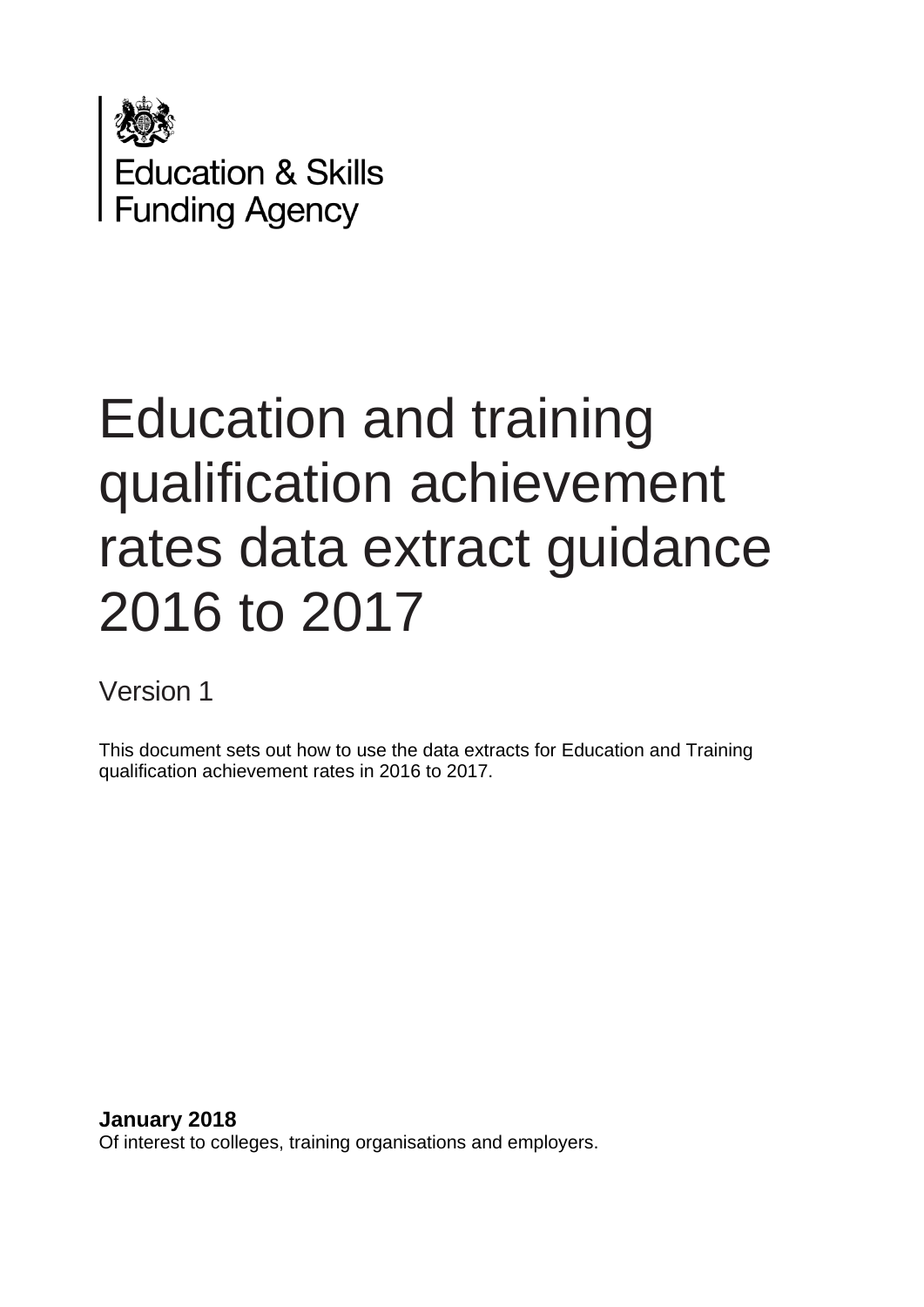Education & Skills Funding Agency

# Education and training qualification achievement rates data extract guidance 2016 to 2017

Version 1

This document sets out how to use the data extracts for Education and Training qualification achievement rates in 2016 to 2017.

**January 2018**

Of interest to colleges, training organisations and employers.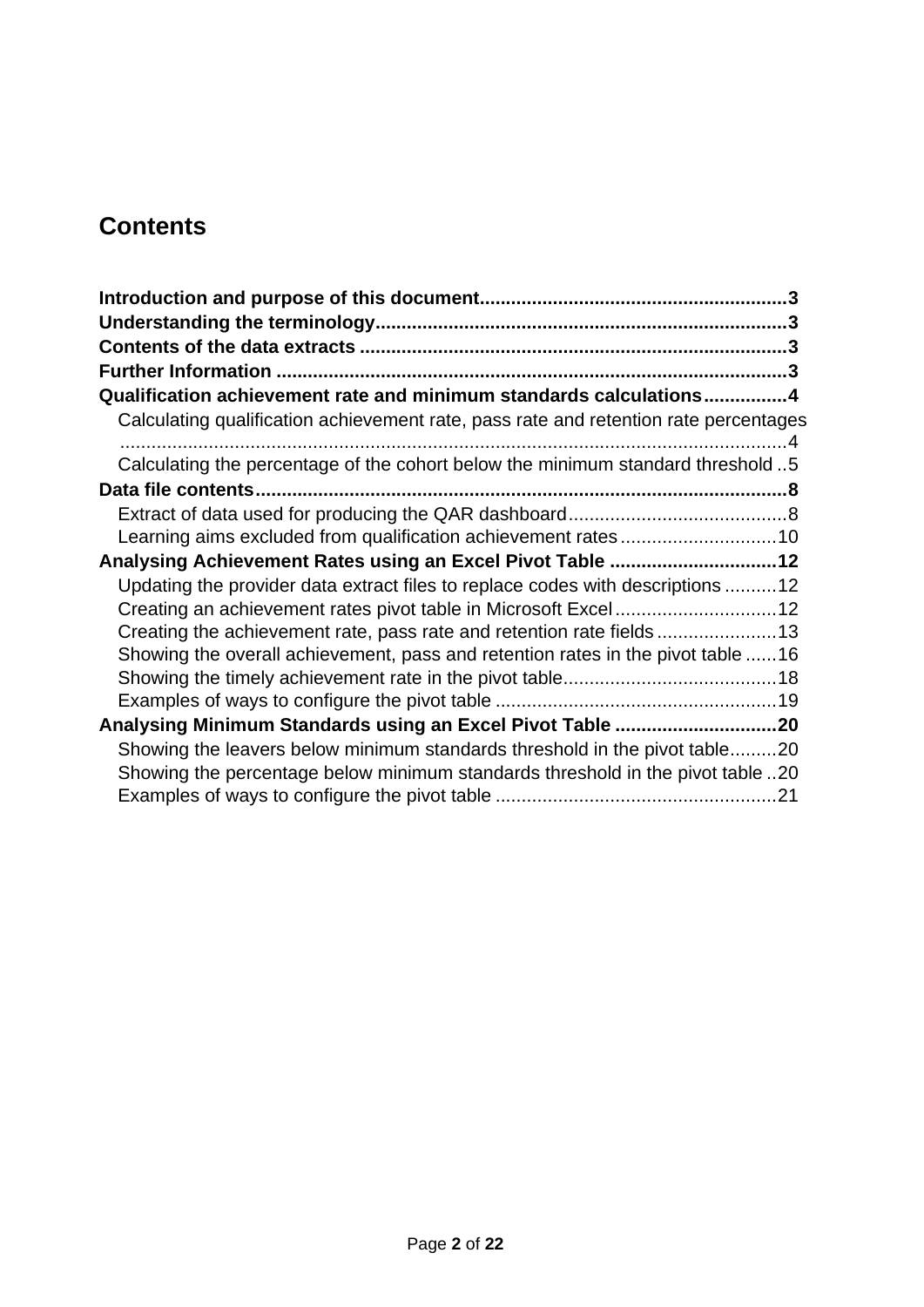# Contents

**Introduction and purpose of this document**........................................................3
**Understanding the terminology**..............................................................................3
**Contents of the data extracts**.................................................................................3
**Further Information**.................................................................................................3
**Qualification achievement rate and minimum standards calculations**................4
- Calculating qualification achievement rate, pass rate and retention rate percentages ................................................................................................................4
- Calculating the percentage of the cohort below the minimum standard threshold ..5

**Data file contents**.....................................................................................................8
- Extract of data used for producing the QAR dashboard..........................................8
- Learning aims excluded from qualification achievement rates..............................10

**Analysing Achievement Rates using an Excel Pivot Table**................................12
- Updating the provider data extract files to replace codes with descriptions..........12
- Creating an achievement rates pivot table in Microsoft Excel...............................12
- Creating the achievement rate, pass rate and retention rate fields.......................13
- Showing the overall achievement, pass and retention rates in the pivot table......16
- Showing the timely achievement rate in the pivot table.........................................18
- Examples of ways to configure the pivot table......................................................19

**Analysing Minimum Standards using an Excel Pivot Table**...............................20
- Showing the leavers below minimum standards threshold in the pivot table.........20
- Showing the percentage below minimum standards threshold in the pivot table ..20
- Examples of ways to configure the pivot table......................................................21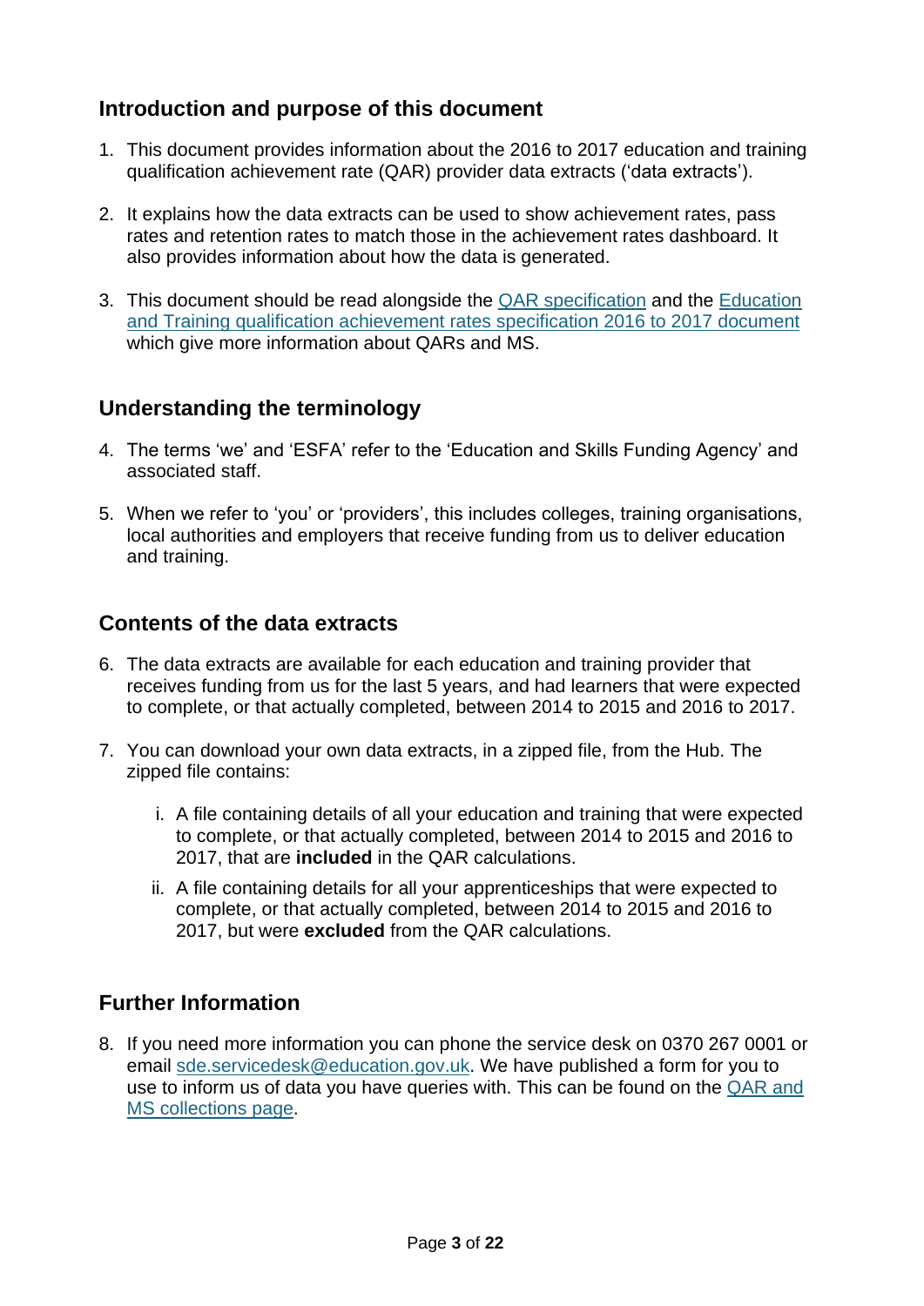## Introduction and purpose of this document

1. This document provides information about the 2016 to 2017 education and training qualification achievement rate (QAR) provider data extracts ('data extracts').

2. It explains how the data extracts can be used to show achievement rates, pass rates and retention rates to match those in the achievement rates dashboard. It also provides information about how the data is generated.

3. This document should be read alongside the [QAR specification]() and the [Education and Training qualification achievement rates specification 2016 to 2017 document]() which give more information about QARs and MS.

## Understanding the terminology

4. The terms 'we' and 'ESFA' refer to the 'Education and Skills Funding Agency' and associated staff.

5. When we refer to 'you' or 'providers', this includes colleges, training organisations, local authorities and employers that receive funding from us to deliver education and training.

## Contents of the data extracts

6. The data extracts are available for each education and training provider that receives funding from us for the last 5 years, and had learners that were expected to complete, or that actually completed, between 2014 to 2015 and 2016 to 2017.

7. You can download your own data extracts, in a zipped file, from the Hub. The zipped file contains:

   i. A file containing details of all your education and training that were expected to complete, or that actually completed, between 2014 to 2015 and 2016 to 2017, that are **included** in the QAR calculations.

   ii. A file containing details for all your apprenticeships that were expected to complete, or that actually completed, between 2014 to 2015 and 2016 to 2017, but were **excluded** from the QAR calculations.

## Further Information

8. If you need more information you can phone the service desk on 0370 267 0001 or email [sde.servicedesk@education.gov.uk](mailto:sde.servicedesk@education.gov.uk). We have published a form for you to use to inform us of data you have queries with. This can be found on the [QAR and MS collections page]().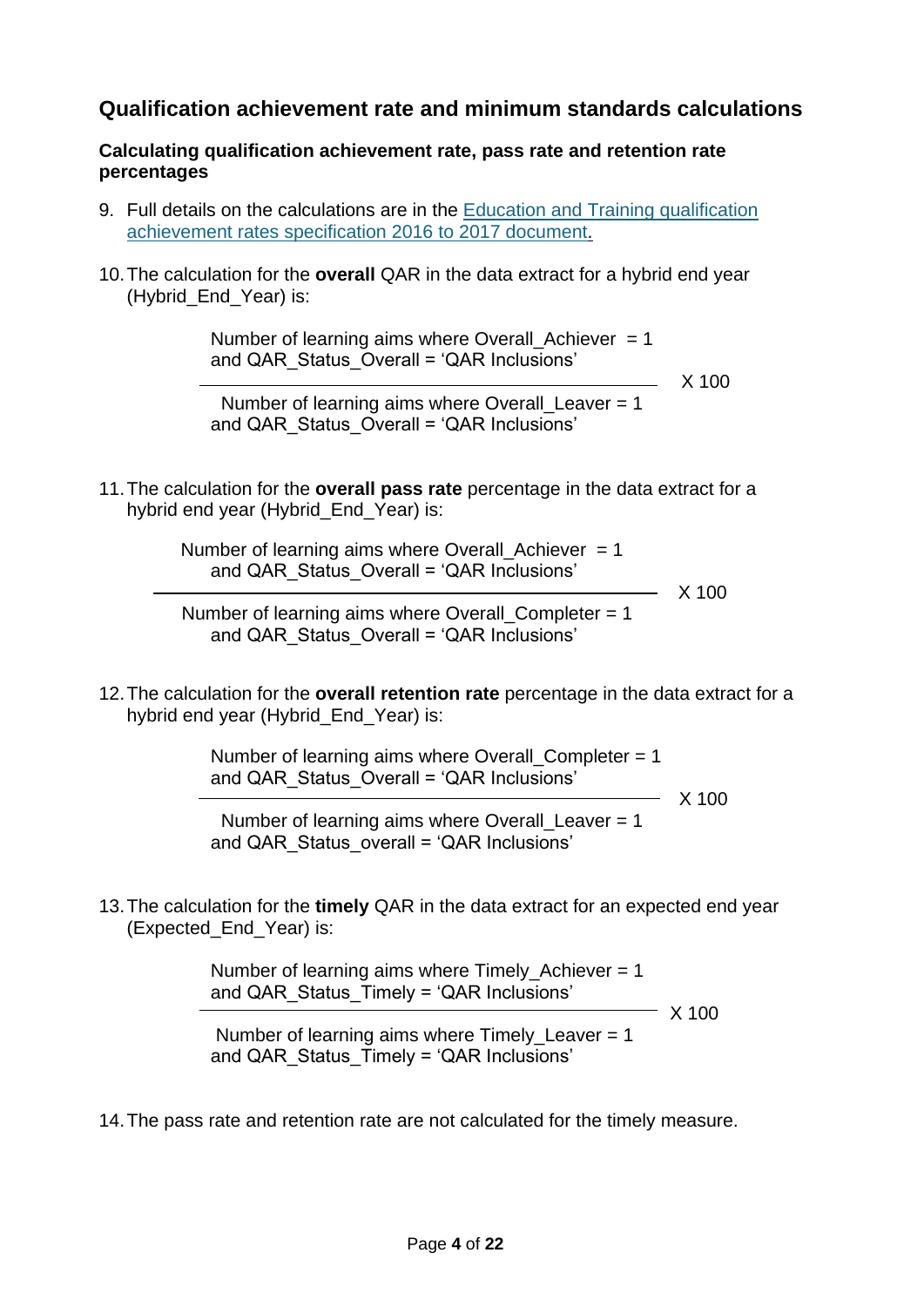## Qualification achievement rate and minimum standards calculations

### Calculating qualification achievement rate, pass rate and retention rate percentages

9. Full details on the calculations are in the Education and Training qualification achievement rates specification 2016 to 2017 document.

10. The calculation for the **overall** QAR in the data extract for a hybrid end year (Hybrid_End_Year) is:

$$\frac{\text{Number of learning aims where Overall\_Achiever = 1 and QAR\_Status\_Overall = 'QAR Inclusions'}}{\text{Number of learning aims where Overall\_Leaver = 1 and QAR\_Status\_Overall = 'QAR Inclusions'}} \times 100$$

11. The calculation for the **overall pass rate** percentage in the data extract for a hybrid end year (Hybrid_End_Year) is:

$$\frac{\text{Number of learning aims where Overall\_Achiever = 1 and QAR\_Status\_Overall = 'QAR Inclusions'}}{\text{Number of learning aims where Overall\_Completer = 1 and QAR\_Status\_Overall = 'QAR Inclusions'}} \times 100$$

12. The calculation for the **overall retention rate** percentage in the data extract for a hybrid end year (Hybrid_End_Year) is:

$$\frac{\text{Number of learning aims where Overall\_Completer = 1 and QAR\_Status\_Overall = 'QAR Inclusions'}}{\text{Number of learning aims where Overall\_Leaver = 1 and QAR\_Status\_overall = 'QAR Inclusions'}} \times 100$$

13. The calculation for the **timely** QAR in the data extract for an expected end year (Expected_End_Year) is:

$$\frac{\text{Number of learning aims where Timely\_Achiever = 1 and QAR\_Status\_Timely = 'QAR Inclusions'}}{\text{Number of learning aims where Timely\_Leaver = 1 and QAR\_Status\_Timely = 'QAR Inclusions'}} \times 100$$

14. The pass rate and retention rate are not calculated for the timely measure.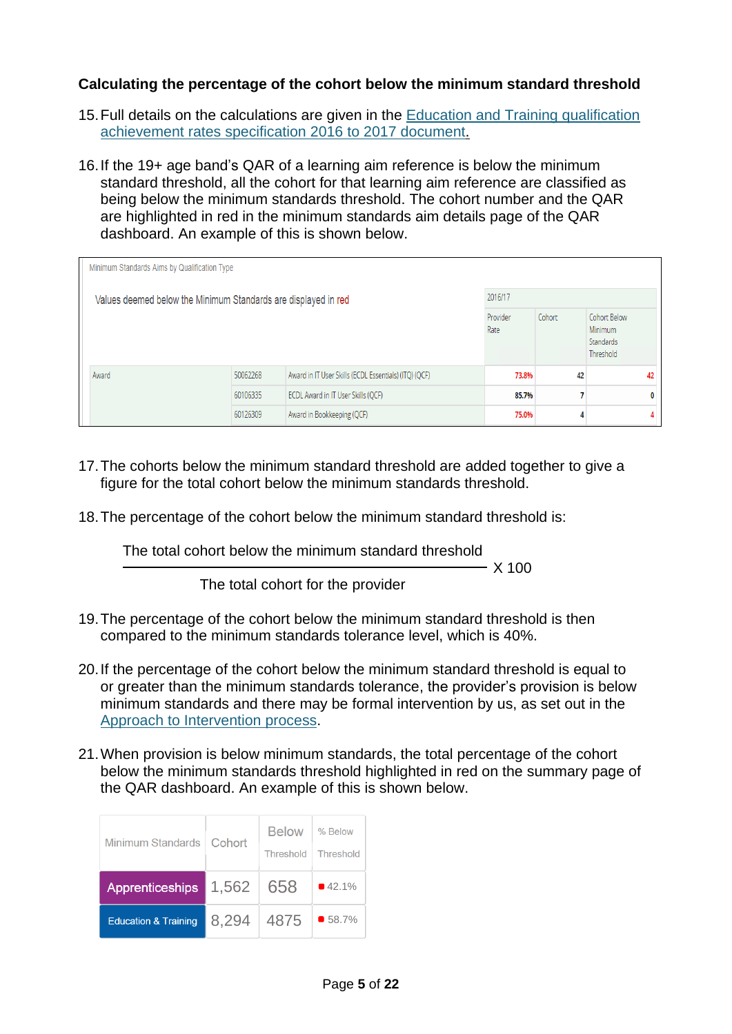**Calculating the percentage of the cohort below the minimum standard threshold**

15. Full details on the calculations are given in the Education and Training qualification achievement rates specification 2016 to 2017 document.

16. If the 19+ age band's QAR of a learning aim reference is below the minimum standard threshold, all the cohort for that learning aim reference are classified as being below the minimum standards threshold. The cohort number and the QAR are highlighted in red in the minimum standards aim details page of the QAR dashboard. An example of this is shown below.

Minimum Standards Aims by Qualification Type

Values deemed below the Minimum Standards are displayed in red

| | | | 2016/17 | | |
|---|---|---|---|---|---|
| | | | Provider Rate | Cohort | Cohort Below Minimum Standards Threshold |
| Award | 50062268 | Award in IT User Skills (ECDL Essentials) (ITQ) (QCF) | 73.8% | 42 | 42 |
| | 60106335 | ECDL Award in IT User Skills (QCF) | 85.7% | 7 | 0 |
| | 60126309 | Award in Bookkeeping (QCF) | 75.0% | 4 | 4 |

17. The cohorts below the minimum standard threshold are added together to give a figure for the total cohort below the minimum standards threshold.

18. The percentage of the cohort below the minimum standard threshold is:

$$\frac{\text{The total cohort below the minimum standard threshold}}{\text{The total cohort for the provider}} \times 100$$

19. The percentage of the cohort below the minimum standard threshold is then compared to the minimum standards tolerance level, which is 40%.

20. If the percentage of the cohort below the minimum standard threshold is equal to or greater than the minimum standards tolerance, the provider's provision is below minimum standards and there may be formal intervention by us, as set out in the Approach to Intervention process.

21. When provision is below minimum standards, the total percentage of the cohort below the minimum standards threshold highlighted in red on the summary page of the QAR dashboard. An example of this is shown below.

| Minimum Standards | Cohort | Below Threshold | % Below Threshold |
|---|---|---|---|
| Apprenticeships | 1,562 | 658 | 42.1% |
| Education & Training | 8,294 | 4875 | 58.7% |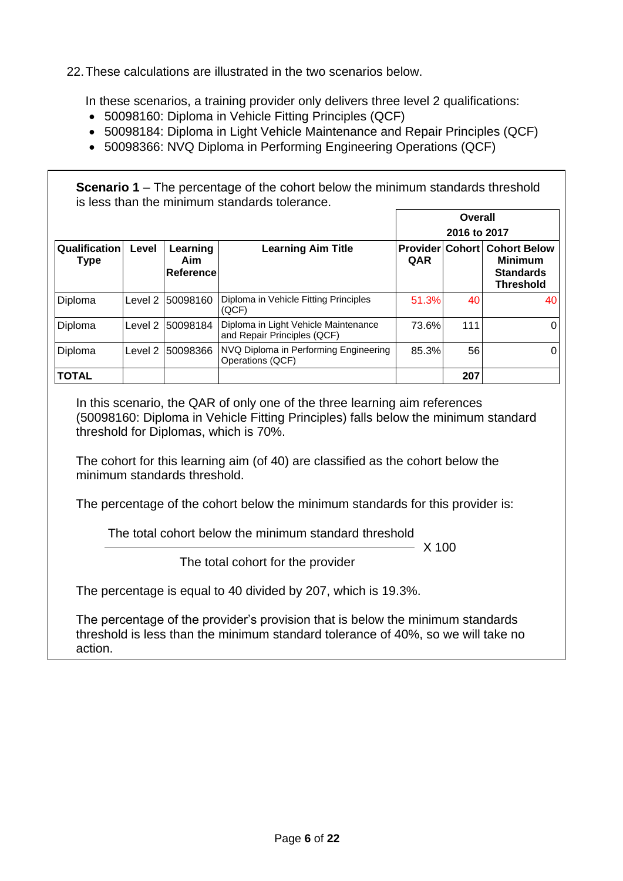22. These calculations are illustrated in the two scenarios below.

In these scenarios, a training provider only delivers three level 2 qualifications:

- 50098160: Diploma in Vehicle Fitting Principles (QCF)
- 50098184: Diploma in Light Vehicle Maintenance and Repair Principles (QCF)
- 50098366: NVQ Diploma in Performing Engineering Operations (QCF)

**Scenario 1** – The percentage of the cohort below the minimum standards threshold is less than the minimum standards tolerance.

| | | | | Overall 2016 to 2017 | | |
|---|---|---|---|---|---|---|
| **Qualification Type** | **Level** | **Learning Aim Reference** | **Learning Aim Title** | **Provider QAR** | **Cohort** | **Cohort Below Minimum Standards Threshold** |
| Diploma | Level 2 | 50098160 | Diploma in Vehicle Fitting Principles (QCF) | 51.3% | 40 | 40 |
| Diploma | Level 2 | 50098184 | Diploma in Light Vehicle Maintenance and Repair Principles (QCF) | 73.6% | 111 | 0 |
| Diploma | Level 2 | 50098366 | NVQ Diploma in Performing Engineering Operations (QCF) | 85.3% | 56 | 0 |
| **TOTAL** | | | | | **207** | |

In this scenario, the QAR of only one of the three learning aim references (50098160: Diploma in Vehicle Fitting Principles) falls below the minimum standard threshold for Diplomas, which is 70%.

The cohort for this learning aim (of 40) are classified as the cohort below the minimum standards threshold.

The percentage of the cohort below the minimum standards for this provider is:

$$\frac{\text{The total cohort below the minimum standard threshold}}{\text{The total cohort for the provider}} \times 100$$

The percentage is equal to 40 divided by 207, which is 19.3%.

The percentage of the provider's provision that is below the minimum standards threshold is less than the minimum standard tolerance of 40%, so we will take no action.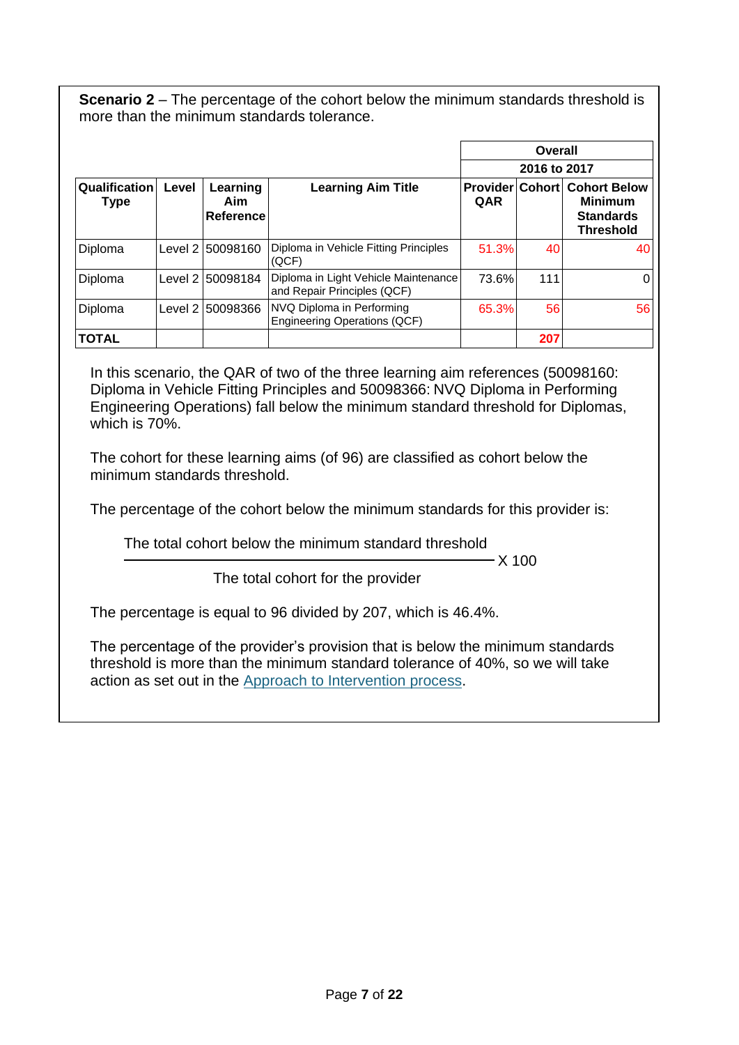**Scenario 2** – The percentage of the cohort below the minimum standards threshold is more than the minimum standards tolerance.

| Qualification Type | Level | Learning Aim Reference | Learning Aim Title | Overall 2016 to 2017 | | |
|---|---|---|---|---|---|---|
| | | | | **Provider QAR** | **Cohort** | **Cohort Below Minimum Standards Threshold** |
| Diploma | Level 2 | 50098160 | Diploma in Vehicle Fitting Principles (QCF) | 51.3% | 40 | 40 |
| Diploma | Level 2 | 50098184 | Diploma in Light Vehicle Maintenance and Repair Principles (QCF) | 73.6% | 111 | 0 |
| Diploma | Level 2 | 50098366 | NVQ Diploma in Performing Engineering Operations (QCF) | 65.3% | 56 | 56 |
| **TOTAL** | | | | | **207** | |

In this scenario, the QAR of two of the three learning aim references (50098160: Diploma in Vehicle Fitting Principles and 50098366: NVQ Diploma in Performing Engineering Operations) fall below the minimum standard threshold for Diplomas, which is 70%.

The cohort for these learning aims (of 96) are classified as cohort below the minimum standards threshold.

The percentage of the cohort below the minimum standards for this provider is:

$$\frac{\text{The total cohort below the minimum standard threshold}}{\text{The total cohort for the provider}} \times 100$$

The percentage is equal to 96 divided by 207, which is 46.4%.

The percentage of the provider's provision that is below the minimum standards threshold is more than the minimum standard tolerance of 40%, so we will take action as set out in the Approach to Intervention process.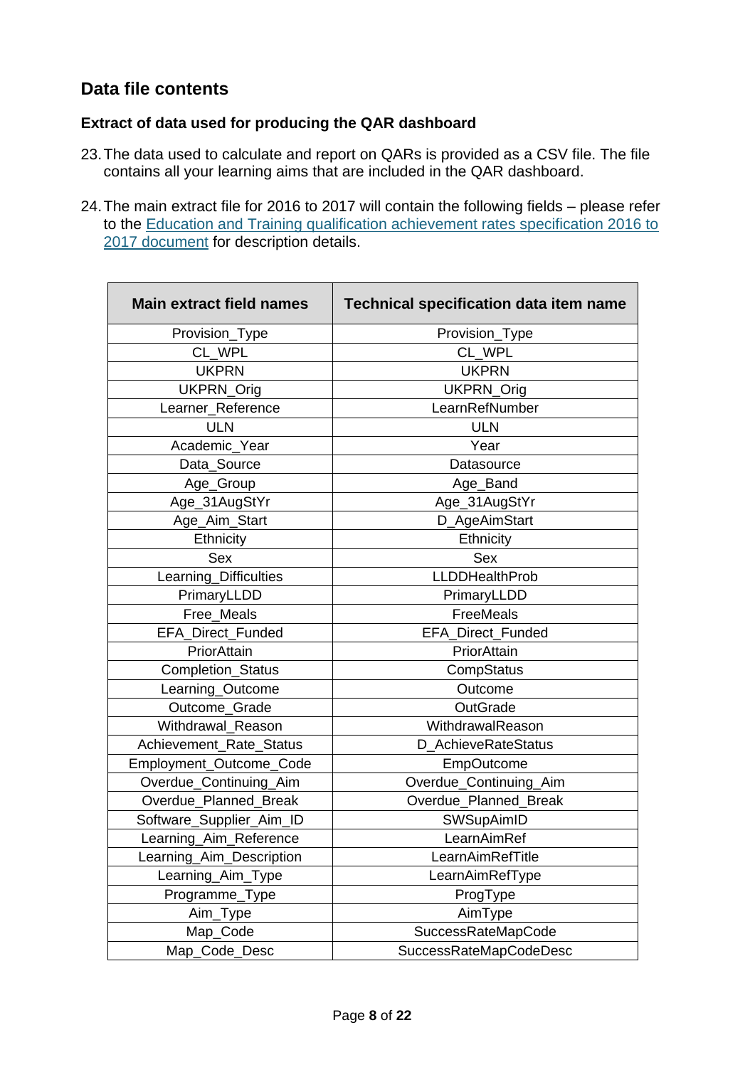## Data file contents

### Extract of data used for producing the QAR dashboard

23. The data used to calculate and report on QARs is provided as a CSV file. The file contains all your learning aims that are included in the QAR dashboard.

24. The main extract file for 2016 to 2017 will contain the following fields – please refer to the Education and Training qualification achievement rates specification 2016 to 2017 document for description details.

| Main extract field names | Technical specification data item name |
|---|---|
| Provision_Type | Provision_Type |
| CL_WPL | CL_WPL |
| UKPRN | UKPRN |
| UKPRN_Orig | UKPRN_Orig |
| Learner_Reference | LearnRefNumber |
| ULN | ULN |
| Academic_Year | Year |
| Data_Source | Datasource |
| Age_Group | Age_Band |
| Age_31AugStYr | Age_31AugStYr |
| Age_Aim_Start | D_AgeAimStart |
| Ethnicity | Ethnicity |
| Sex | Sex |
| Learning_Difficulties | LLDDHealthProb |
| PrimaryLLDD | PrimaryLLDD |
| Free_Meals | FreeMeals |
| EFA_Direct_Funded | EFA_Direct_Funded |
| PriorAttain | PriorAttain |
| Completion_Status | CompStatus |
| Learning_Outcome | Outcome |
| Outcome_Grade | OutGrade |
| Withdrawal_Reason | WithdrawalReason |
| Achievement_Rate_Status | D_AchieveRateStatus |
| Employment_Outcome_Code | EmpOutcome |
| Overdue_Continuing_Aim | Overdue_Continuing_Aim |
| Overdue_Planned_Break | Overdue_Planned_Break |
| Software_Supplier_Aim_ID | SWSupAimID |
| Learning_Aim_Reference | LearnAimRef |
| Learning_Aim_Description | LearnAimRefTitle |
| Learning_Aim_Type | LearnAimRefType |
| Programme_Type | ProgType |
| Aim_Type | AimType |
| Map_Code | SuccessRateMapCode |
| Map_Code_Desc | SuccessRateMapCodeDesc |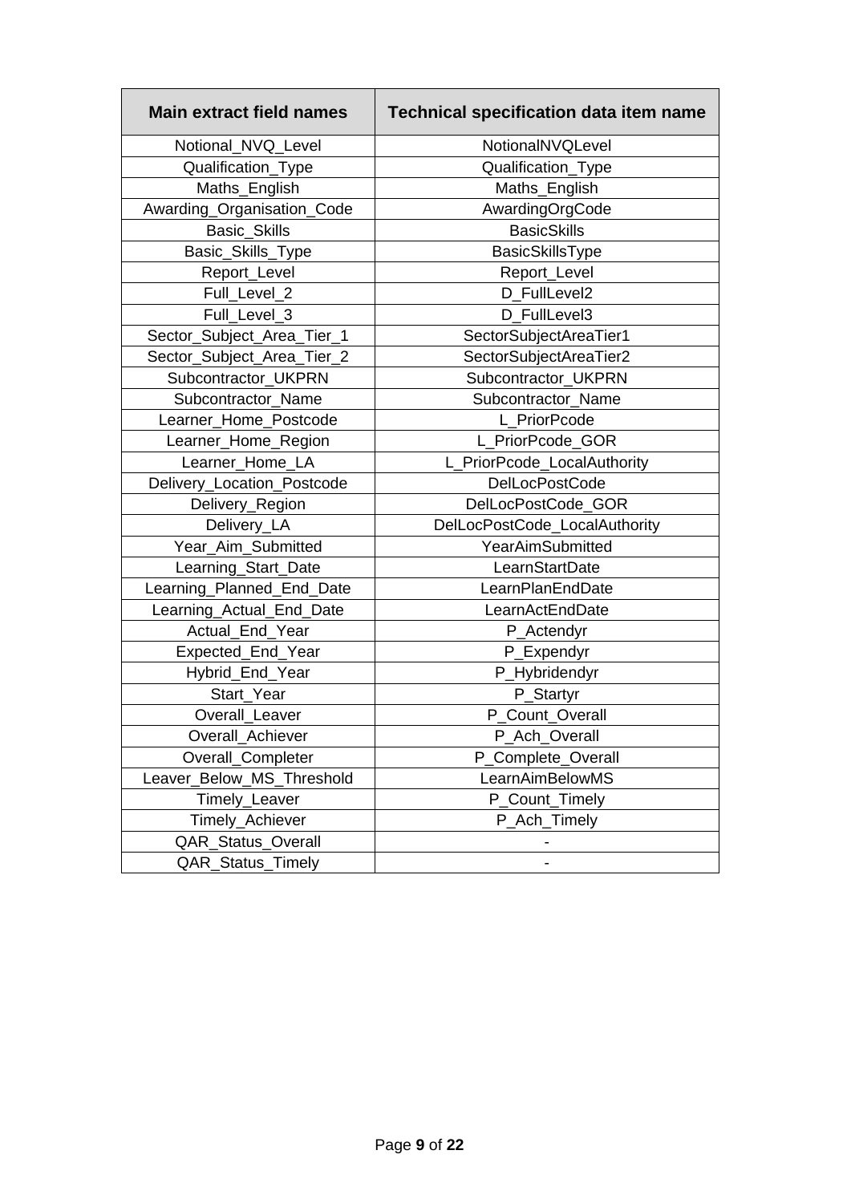| Main extract field names | Technical specification data item name |
|---|---|
| Notional_NVQ_Level | NotionalNVQLevel |
| Qualification_Type | Qualification_Type |
| Maths_English | Maths_English |
| Awarding_Organisation_Code | AwardingOrgCode |
| Basic_Skills | BasicSkills |
| Basic_Skills_Type | BasicSkillsType |
| Report_Level | Report_Level |
| Full_Level_2 | D_FullLevel2 |
| Full_Level_3 | D_FullLevel3 |
| Sector_Subject_Area_Tier_1 | SectorSubjectAreaTier1 |
| Sector_Subject_Area_Tier_2 | SectorSubjectAreaTier2 |
| Subcontractor_UKPRN | Subcontractor_UKPRN |
| Subcontractor_Name | Subcontractor_Name |
| Learner_Home_Postcode | L_PriorPcode |
| Learner_Home_Region | L_PriorPcode_GOR |
| Learner_Home_LA | L_PriorPcode_LocalAuthority |
| Delivery_Location_Postcode | DelLocPostCode |
| Delivery_Region | DelLocPostCode_GOR |
| Delivery_LA | DelLocPostCode_LocalAuthority |
| Year_Aim_Submitted | YearAimSubmitted |
| Learning_Start_Date | LearnStartDate |
| Learning_Planned_End_Date | LearnPlanEndDate |
| Learning_Actual_End_Date | LearnActEndDate |
| Actual_End_Year | P_Actendyr |
| Expected_End_Year | P_Expendyr |
| Hybrid_End_Year | P_Hybridendyr |
| Start_Year | P_Startyr |
| Overall_Leaver | P_Count_Overall |
| Overall_Achiever | P_Ach_Overall |
| Overall_Completer | P_Complete_Overall |
| Leaver_Below_MS_Threshold | LearnAimBelowMS |
| Timely_Leaver | P_Count_Timely |
| Timely_Achiever | P_Ach_Timely |
| QAR_Status_Overall | - |
| QAR_Status_Timely | - |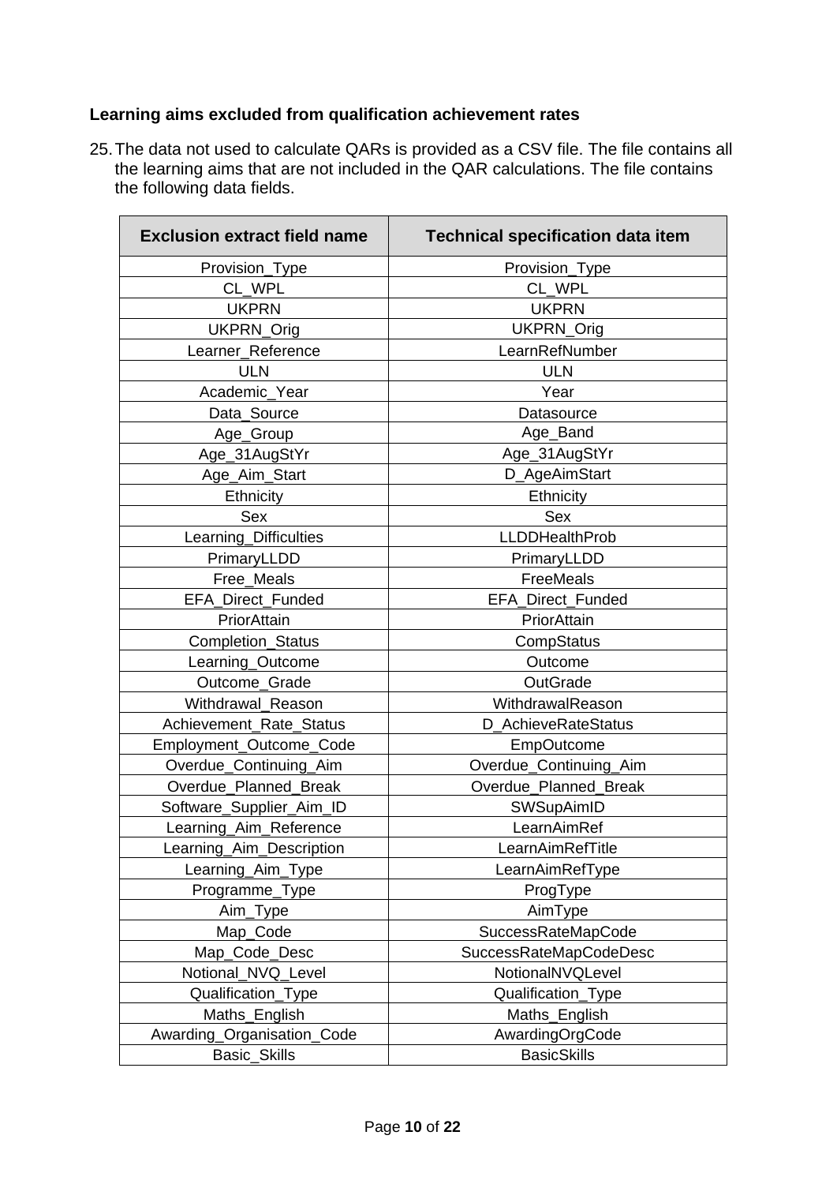**Learning aims excluded from qualification achievement rates**

25. The data not used to calculate QARs is provided as a CSV file. The file contains all the learning aims that are not included in the QAR calculations. The file contains the following data fields.

| Exclusion extract field name | Technical specification data item |
|---|---|
| Provision_Type | Provision_Type |
| CL_WPL | CL_WPL |
| UKPRN | UKPRN |
| UKPRN_Orig | UKPRN_Orig |
| Learner_Reference | LearnRefNumber |
| ULN | ULN |
| Academic_Year | Year |
| Data_Source | Datasource |
| Age_Group | Age_Band |
| Age_31AugStYr | Age_31AugStYr |
| Age_Aim_Start | D_AgeAimStart |
| Ethnicity | Ethnicity |
| Sex | Sex |
| Learning_Difficulties | LLDDHealthProb |
| PrimaryLLDD | PrimaryLLDD |
| Free_Meals | FreeMeals |
| EFA_Direct_Funded | EFA_Direct_Funded |
| PriorAttain | PriorAttain |
| Completion_Status | CompStatus |
| Learning_Outcome | Outcome |
| Outcome_Grade | OutGrade |
| Withdrawal_Reason | WithdrawalReason |
| Achievement_Rate_Status | D_AchieveRateStatus |
| Employment_Outcome_Code | EmpOutcome |
| Overdue_Continuing_Aim | Overdue_Continuing_Aim |
| Overdue_Planned_Break | Overdue_Planned_Break |
| Software_Supplier_Aim_ID | SWSupAimID |
| Learning_Aim_Reference | LearnAimRef |
| Learning_Aim_Description | LearnAimRefTitle |
| Learning_Aim_Type | LearnAimRefType |
| Programme_Type | ProgType |
| Aim_Type | AimType |
| Map_Code | SuccessRateMapCode |
| Map_Code_Desc | SuccessRateMapCodeDesc |
| Notional_NVQ_Level | NotionalNVQLevel |
| Qualification_Type | Qualification_Type |
| Maths_English | Maths_English |
| Awarding_Organisation_Code | AwardingOrgCode |
| Basic_Skills | BasicSkills |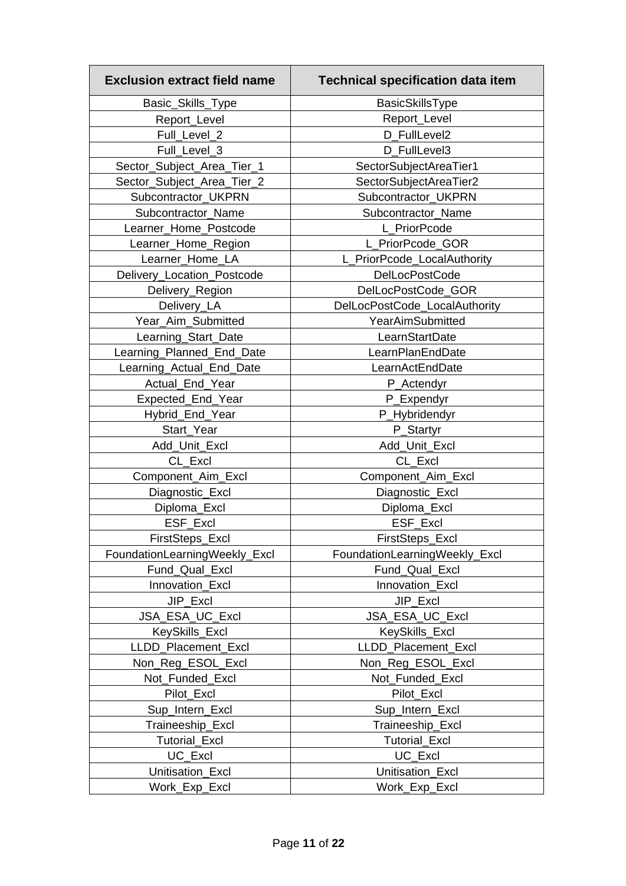| Exclusion extract field name | Technical specification data item |
| --- | --- |
| Basic_Skills_Type | BasicSkillsType |
| Report_Level | Report_Level |
| Full_Level_2 | D_FullLevel2 |
| Full_Level_3 | D_FullLevel3 |
| Sector_Subject_Area_Tier_1 | SectorSubjectAreaTier1 |
| Sector_Subject_Area_Tier_2 | SectorSubjectAreaTier2 |
| Subcontractor_UKPRN | Subcontractor_UKPRN |
| Subcontractor_Name | Subcontractor_Name |
| Learner_Home_Postcode | L_PriorPcode |
| Learner_Home_Region | L_PriorPcode_GOR |
| Learner_Home_LA | L_PriorPcode_LocalAuthority |
| Delivery_Location_Postcode | DelLocPostCode |
| Delivery_Region | DelLocPostCode_GOR |
| Delivery_LA | DelLocPostCode_LocalAuthority |
| Year_Aim_Submitted | YearAimSubmitted |
| Learning_Start_Date | LearnStartDate |
| Learning_Planned_End_Date | LearnPlanEndDate |
| Learning_Actual_End_Date | LearnActEndDate |
| Actual_End_Year | P_Actendyr |
| Expected_End_Year | P_Expendyr |
| Hybrid_End_Year | P_Hybridendyr |
| Start_Year | P_Startyr |
| Add_Unit_Excl | Add_Unit_Excl |
| CL_Excl | CL_Excl |
| Component_Aim_Excl | Component_Aim_Excl |
| Diagnostic_Excl | Diagnostic_Excl |
| Diploma_Excl | Diploma_Excl |
| ESF_Excl | ESF_Excl |
| FirstSteps_Excl | FirstSteps_Excl |
| FoundationLearningWeekly_Excl | FoundationLearningWeekly_Excl |
| Fund_Qual_Excl | Fund_Qual_Excl |
| Innovation_Excl | Innovation_Excl |
| JIP_Excl | JIP_Excl |
| JSA_ESA_UC_Excl | JSA_ESA_UC_Excl |
| KeySkills_Excl | KeySkills_Excl |
| LLDD_Placement_Excl | LLDD_Placement_Excl |
| Non_Reg_ESOL_Excl | Non_Reg_ESOL_Excl |
| Not_Funded_Excl | Not_Funded_Excl |
| Pilot_Excl | Pilot_Excl |
| Sup_Intern_Excl | Sup_Intern_Excl |
| Traineeship_Excl | Traineeship_Excl |
| Tutorial_Excl | Tutorial_Excl |
| UC_Excl | UC_Excl |
| Unitisation_Excl | Unitisation_Excl |
| Work_Exp_Excl | Work_Exp_Excl |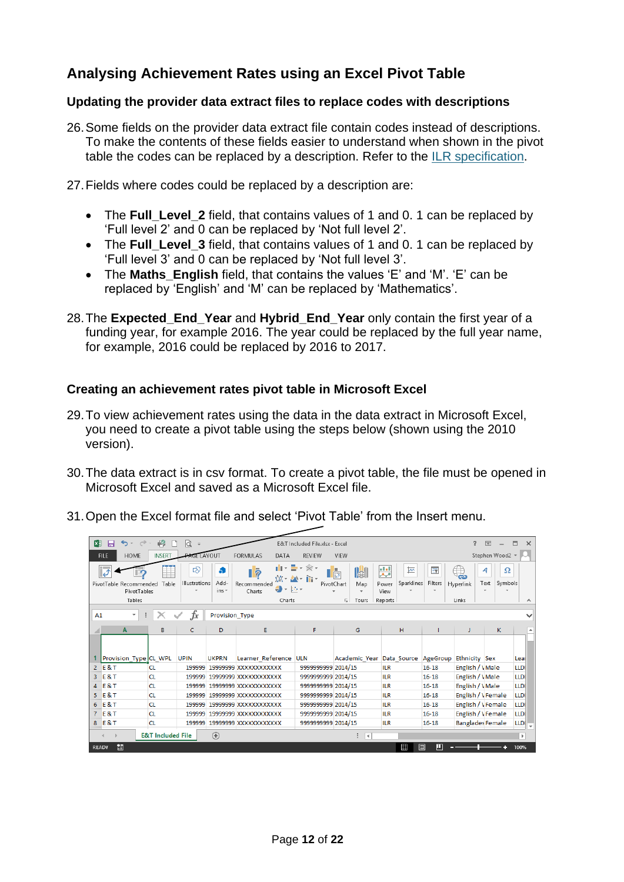## Analysing Achievement Rates using an Excel Pivot Table

### Updating the provider data extract files to replace codes with descriptions

26. Some fields on the provider data extract file contain codes instead of descriptions. To make the contents of these fields easier to understand when shown in the pivot table the codes can be replaced by a description. Refer to the ILR specification.

27. Fields where codes could be replaced by a description are:

- The **Full_Level_2** field, that contains values of 1 and 0. 1 can be replaced by 'Full level 2' and 0 can be replaced by 'Not full level 2'.
- The **Full_Level_3** field, that contains values of 1 and 0. 1 can be replaced by 'Full level 3' and 0 can be replaced by 'Not full level 3'.
- The **Maths_English** field, that contains the values 'E' and 'M'. 'E' can be replaced by 'English' and 'M' can be replaced by 'Mathematics'.

28. The **Expected_End_Year** and **Hybrid_End_Year** only contain the first year of a funding year, for example 2016. The year could be replaced by the full year name, for example, 2016 could be replaced by 2016 to 2017.

### Creating an achievement rates pivot table in Microsoft Excel

29. To view achievement rates using the data in the data extract in Microsoft Excel, you need to create a pivot table using the steps below (shown using the 2010 version).

30. The data extract is in csv format. To create a pivot table, the file must be opened in Microsoft Excel and saved as a Microsoft Excel file.

31. Open the Excel format file and select 'Pivot Table' from the Insert menu.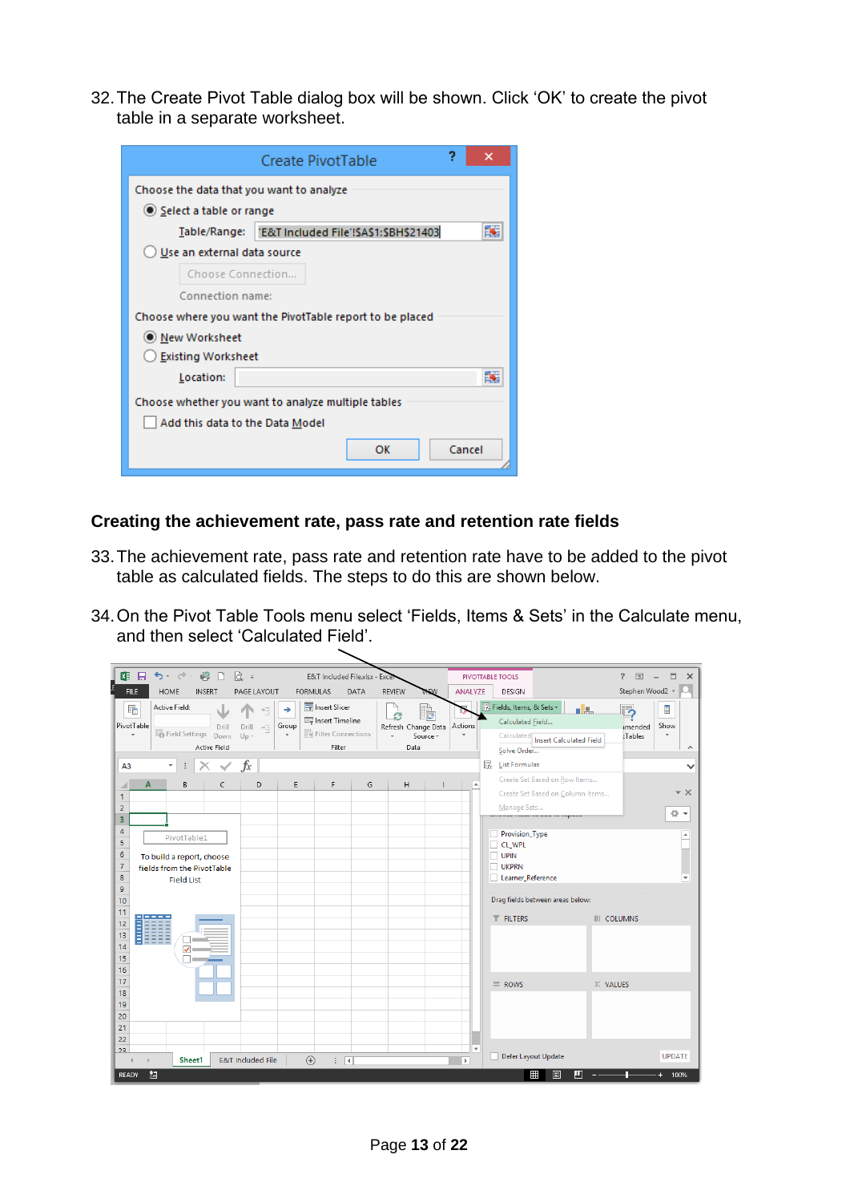32. The Create Pivot Table dialog box will be shown. Click 'OK' to create the pivot table in a separate worksheet.

## Creating the achievement rate, pass rate and retention rate fields

33. The achievement rate, pass rate and retention rate have to be added to the pivot table as calculated fields. The steps to do this are shown below.

34. On the Pivot Table Tools menu select 'Fields, Items & Sets' in the Calculate menu, and then select 'Calculated Field'.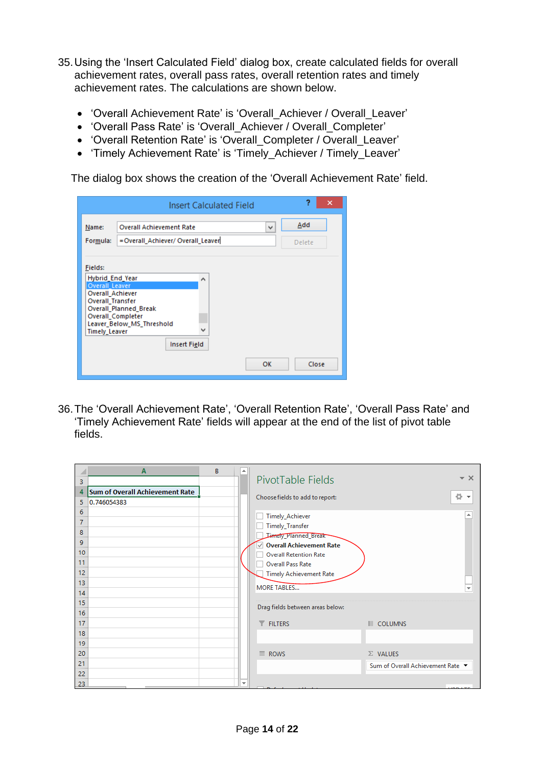35. Using the 'Insert Calculated Field' dialog box, create calculated fields for overall achievement rates, overall pass rates, overall retention rates and timely achievement rates. The calculations are shown below.

- 'Overall Achievement Rate' is 'Overall_Achiever / Overall_Leaver'
- 'Overall Pass Rate' is 'Overall_Achiever / Overall_Completer'
- 'Overall Retention Rate' is 'Overall_Completer / Overall_Leaver'
- 'Timely Achievement Rate' is 'Timely_Achiever / Timely_Leaver'

The dialog box shows the creation of the 'Overall Achievement Rate' field.

36. The 'Overall Achievement Rate', 'Overall Retention Rate', 'Overall Pass Rate' and 'Timely Achievement Rate' fields will appear at the end of the list of pivot table fields.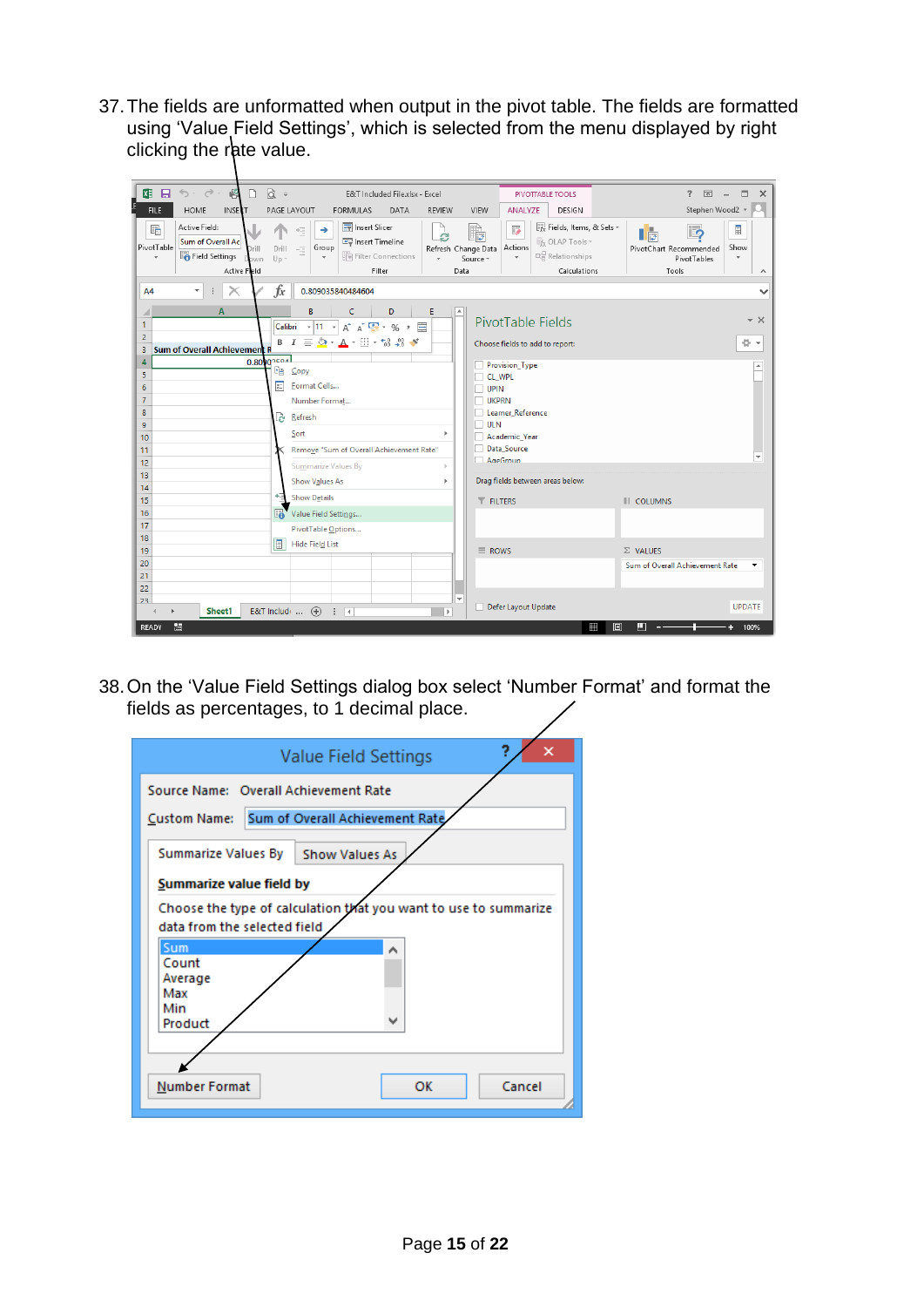37. The fields are unformatted when output in the pivot table. The fields are formatted using 'Value Field Settings', which is selected from the menu displayed by right clicking the rate value.

38. On the 'Value Field Settings' dialog box select 'Number Format' and format the fields as percentages, to 1 decimal place.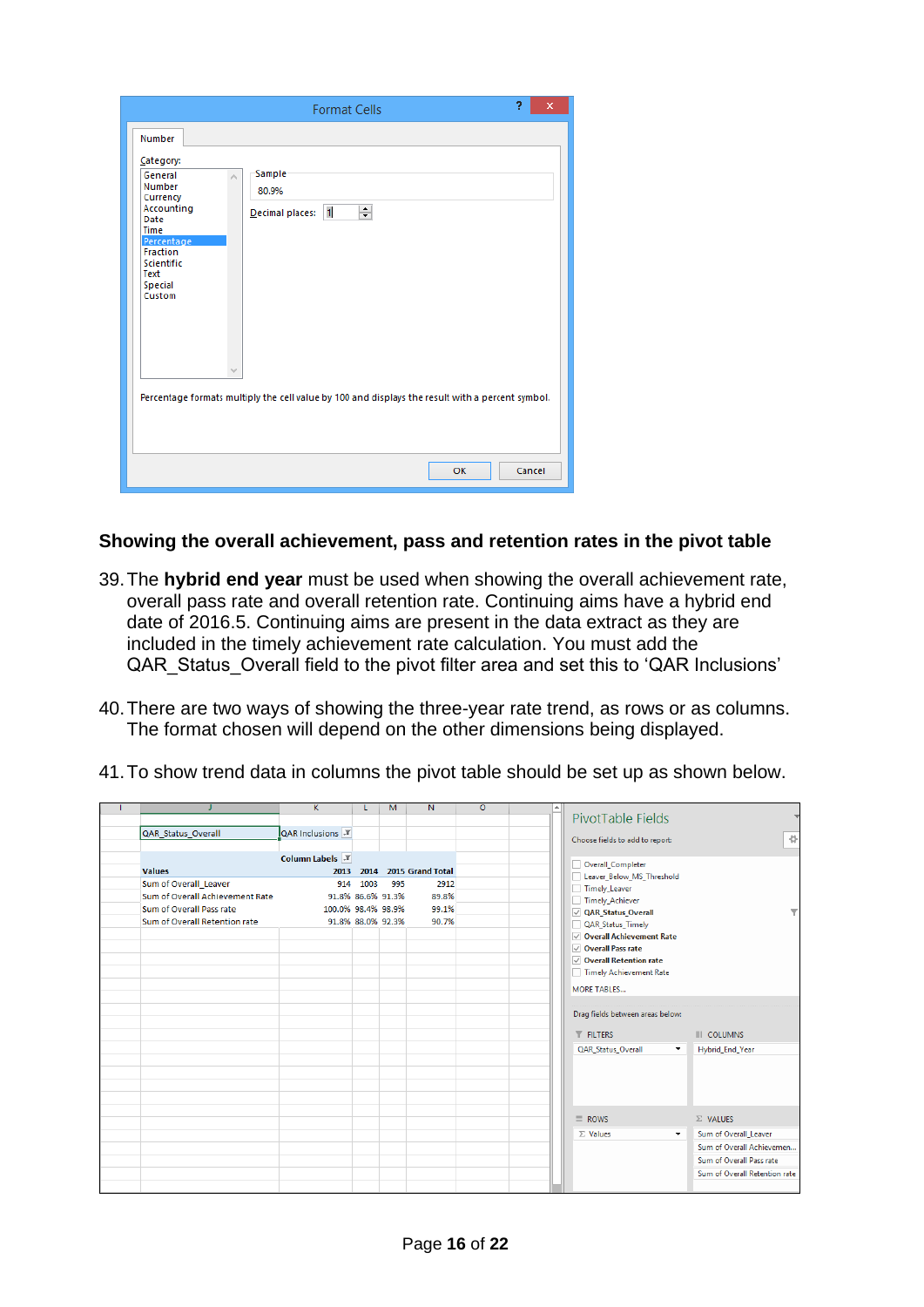## Showing the overall achievement, pass and retention rates in the pivot table

39. The **hybrid end year** must be used when showing the overall achievement rate, overall pass rate and overall retention rate. Continuing aims have a hybrid end date of 2016.5. Continuing aims are present in the data extract as they are included in the timely achievement rate calculation. You must add the QAR_Status_Overall field to the pivot filter area and set this to 'QAR Inclusions'

40. There are two ways of showing the three-year rate trend, as rows or as columns. The format chosen will depend on the other dimensions being displayed.

41. To show trend data in columns the pivot table should be set up as shown below.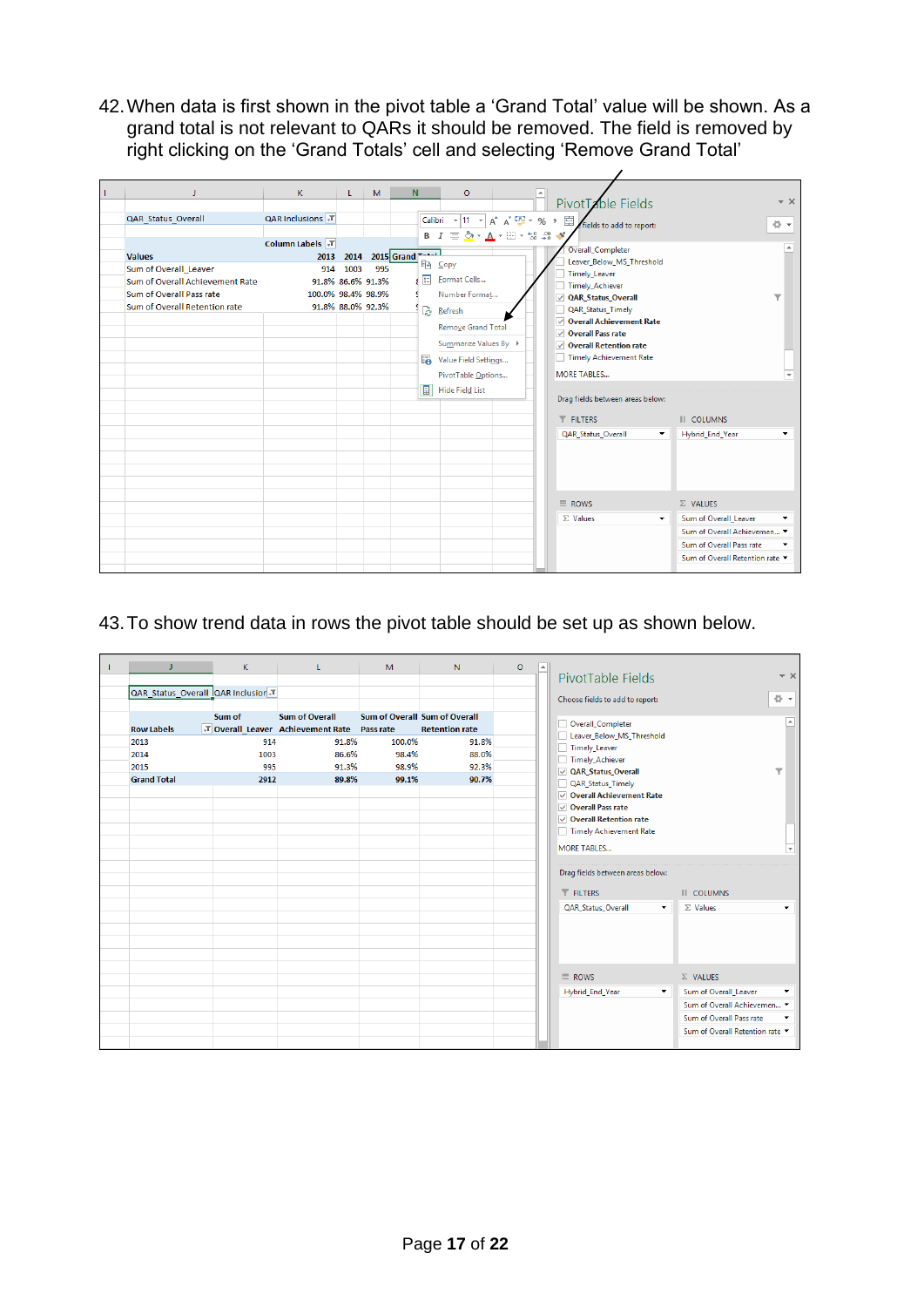42. When data is first shown in the pivot table a 'Grand Total' value will be shown. As a grand total is not relevant to QARs it should be removed. The field is removed by right clicking on the 'Grand Totals' cell and selecting 'Remove Grand Total'

43. To show trend data in rows the pivot table should be set up as shown below.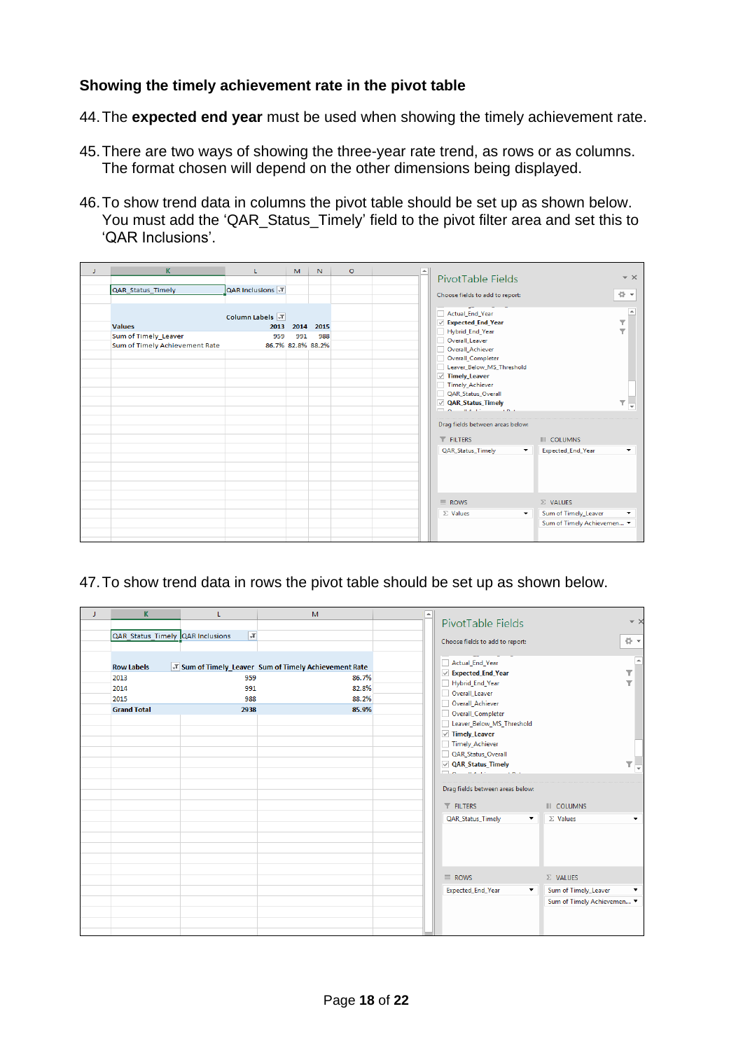### Showing the timely achievement rate in the pivot table

44. The **expected end year** must be used when showing the timely achievement rate.

45. There are two ways of showing the three-year rate trend, as rows or as columns. The format chosen will depend on the other dimensions being displayed.

46. To show trend data in columns the pivot table should be set up as shown below. You must add the 'QAR_Status_Timely' field to the pivot filter area and set this to 'QAR Inclusions'.

| QAR_Status_Timely | QAR Inclusions | | |
|---|---|---|---|
| | Column Labels | | |
| Values | 2013 | 2014 | 2015 |
| Sum of Timely_Leaver | 959 | 991 | 988 |
| Sum of Timely Achievement Rate | 86.7% | 82.8% | 88.2% |

PivotTable Fields — FILTERS: QAR_Status_Timely; COLUMNS: Expected_End_Year; ROWS: Values; VALUES: Sum of Timely_Leaver, Sum of Timely Achievemen...

47. To show trend data in rows the pivot table should be set up as shown below.

| QAR_Status_Timely | QAR Inclusions | |
|---|---|---|
| Row Labels | Sum of Timely_Leaver | Sum of Timely Achievement Rate |
| 2013 | 959 | 86.7% |
| 2014 | 991 | 82.8% |
| 2015 | 988 | 88.2% |
| Grand Total | 2938 | 85.9% |

PivotTable Fields — FILTERS: QAR_Status_Timely; COLUMNS: Values; ROWS: Expected_End_Year; VALUES: Sum of Timely_Leaver, Sum of Timely Achievemen...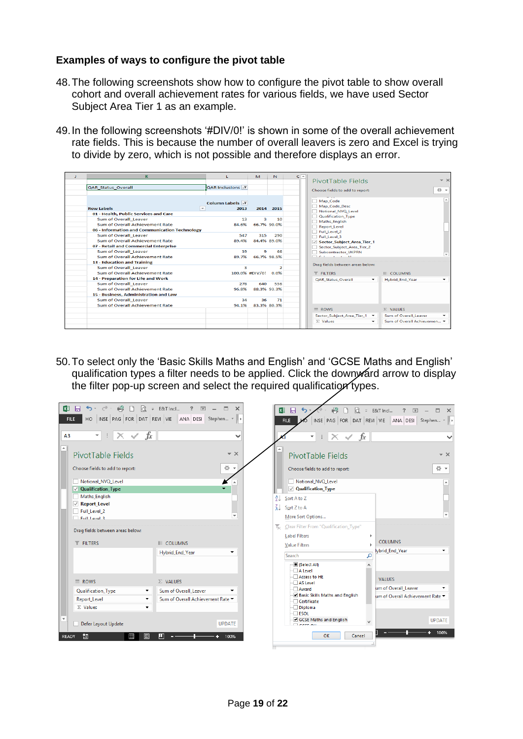### Examples of ways to configure the pivot table

48. The following screenshots show how to configure the pivot table to show overall cohort and overall achievement rates for various fields, we have used Sector Subject Area Tier 1 as an example.

49. In the following screenshots '#DIV/0!' is shown in some of the overall achievement rate fields. This is because the number of overall leavers is zero and Excel is trying to divide by zero, which is not possible and therefore displays an error.

50. To select only the 'Basic Skills Maths and English' and 'GCSE Maths and English' qualification types a filter needs to be applied. Click the downward arrow to display the filter pop-up screen and select the required qualification types.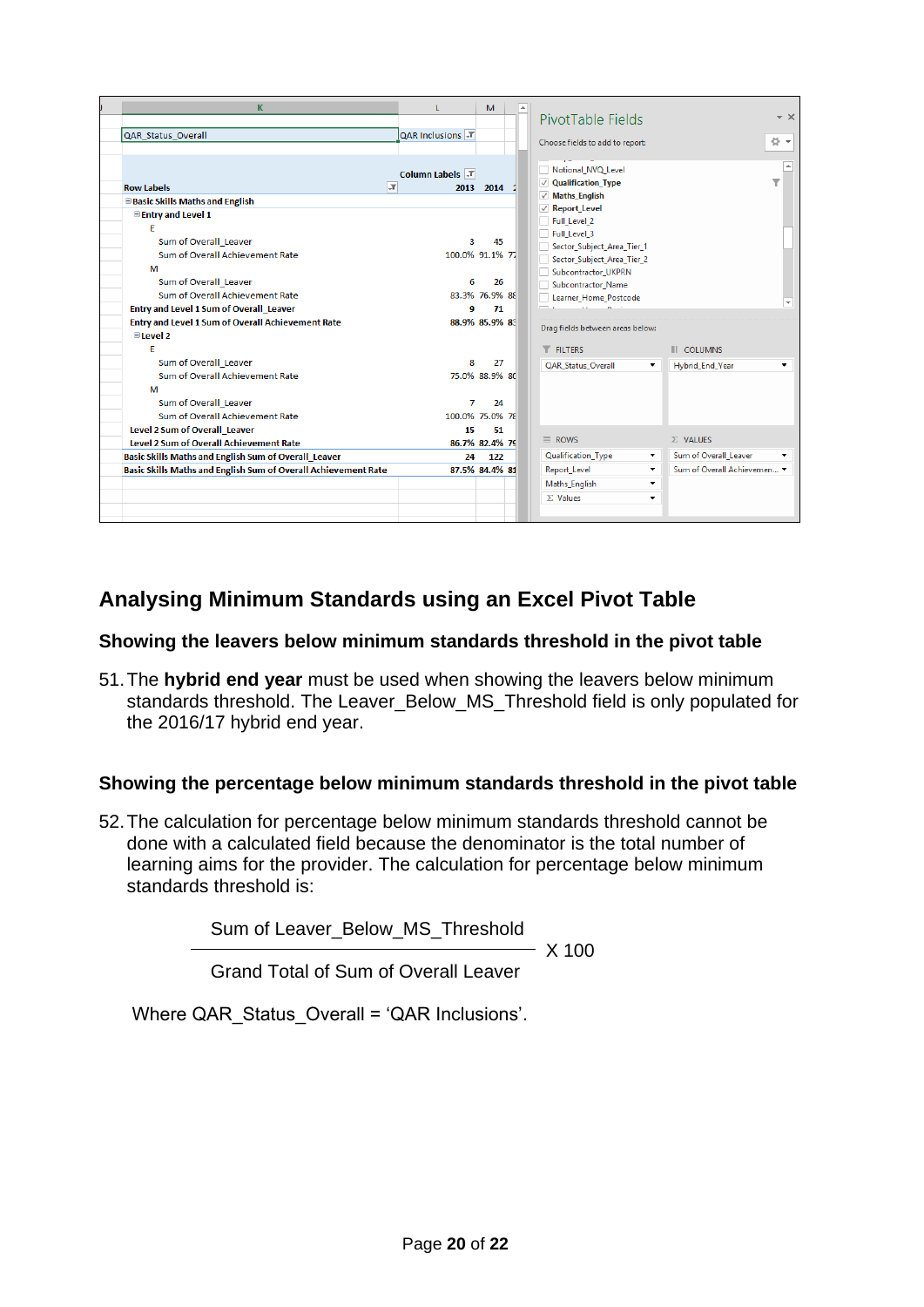| QAR_Status_Overall | QAR Inclusions | |
|---|---|---|
| | **Column Labels** | |
| **Row Labels** | **2013** | **2014** |
| **Basic Skills Maths and English** | | |
| **Entry and Level 1** | | |
| E | | |
| Sum of Overall_Leaver | 3 | 45 |
| Sum of Overall Achievement Rate | 100.0% | 91.1% |
| M | | |
| Sum of Overall_Leaver | 6 | 26 |
| Sum of Overall Achievement Rate | 83.3% | 76.9% |
| **Entry and Level 1 Sum of Overall_Leaver** | **9** | **71** |
| **Entry and Level 1 Sum of Overall Achievement Rate** | **88.9%** | **85.9%** |
| **Level 2** | | |
| E | | |
| Sum of Overall_Leaver | 8 | 27 |
| Sum of Overall Achievement Rate | 75.0% | 88.9% |
| M | | |
| Sum of Overall_Leaver | 7 | 24 |
| Sum of Overall Achievement Rate | 100.0% | 75.0% |
| **Level 2 Sum of Overall_Leaver** | **15** | **51** |
| **Level 2 Sum of Overall Achievement Rate** | **86.7%** | **82.4%** |
| **Basic Skills Maths and English Sum of Overall_Leaver** | **24** | **122** |
| **Basic Skills Maths and English Sum of Overall Achievement Rate** | **87.5%** | **84.4%** |

## Analysing Minimum Standards using an Excel Pivot Table

### Showing the leavers below minimum standards threshold in the pivot table

51. The **hybrid end year** must be used when showing the leavers below minimum standards threshold. The Leaver_Below_MS_Threshold field is only populated for the 2016/17 hybrid end year.

### Showing the percentage below minimum standards threshold in the pivot table

52. The calculation for percentage below minimum standards threshold cannot be done with a calculated field because the denominator is the total number of learning aims for the provider. The calculation for percentage below minimum standards threshold is:

$$\frac{\text{Sum of Leaver\_Below\_MS\_Threshold}}{\text{Grand Total of Sum of Overall Leaver}} \text{ X } 100$$

Where QAR_Status_Overall = 'QAR Inclusions'.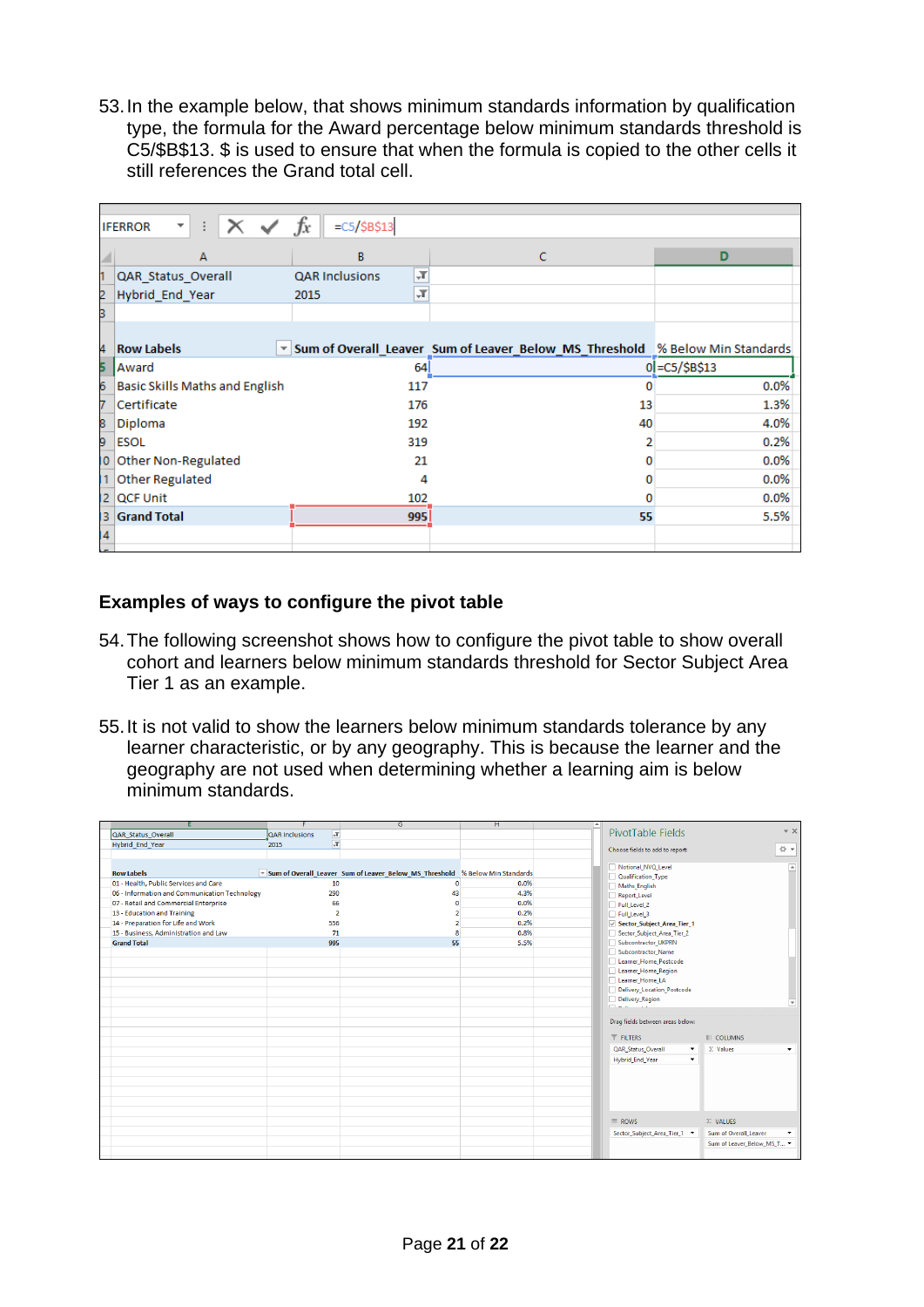53. In the example below, that shows minimum standards information by qualification type, the formula for the Award percentage below minimum standards threshold is C5/$B$13. $ is used to ensure that when the formula is copied to the other cells it still references the Grand total cell.

| | A | B | C | D |
|---|---|---|---|---|
| 1 | QAR_Status_Overall | QAR Inclusions | | |
| 2 | Hybrid_End_Year | 2015 | | |
| 3 | | | | |
| 4 | Row Labels | Sum of Overall_Leaver | Sum of Leaver_Below_MS_Threshold | % Below Min Standards |
| 5 | Award | 64 | 0 | =C5/$B$13 |
| 6 | Basic Skills Maths and English | 117 | 0 | 0.0% |
| 7 | Certificate | 176 | 13 | 1.3% |
| 8 | Diploma | 192 | 40 | 4.0% |
| 9 | ESOL | 319 | 2 | 0.2% |
| 10 | Other Non-Regulated | 21 | 0 | 0.0% |
| 11 | Other Regulated | 4 | 0 | 0.0% |
| 12 | QCF Unit | 102 | 0 | 0.0% |
| 13 | Grand Total | 995 | 55 | 5.5% |

## Examples of ways to configure the pivot table

54. The following screenshot shows how to configure the pivot table to show overall cohort and learners below minimum standards threshold for Sector Subject Area Tier 1 as an example.

55. It is not valid to show the learners below minimum standards tolerance by any learner characteristic, or by any geography. This is because the learner and the geography are not used when determining whether a learning aim is below minimum standards.

| QAR_Status_Overall | QAR Inclusions | | |
|---|---|---|---|
| Hybrid_End_Year | 2015 | | |
| | | | |
| Row Labels | Sum of Overall_Leaver | Sum of Leaver_Below_MS_Threshold | % Below Min Standards |
| 01 - Health, Public Services and Care | 10 | 0 | 0.0% |
| 06 - Information and Communication Technology | 290 | 43 | 4.3% |
| 07 - Retail and Commercial Enterprise | 66 | 0 | 0.0% |
| 13 - Education and Training | 2 | 2 | 0.2% |
| 14 - Preparation for Life and Work | 556 | 2 | 0.2% |
| 15 - Business, Administration and Law | 71 | 8 | 0.8% |
| Grand Total | 995 | 55 | 5.5% |

PivotTable Fields

Choose fields to add to report:

- Notional_NVQ_Level
- Qualification_Type
- Maths_English
- Report_Level
- Full_Level_2
- Full_Level_3
- Sector_Subject_Area_Tier_1 (checked)
- Sector_Subject_Area_Tier_2
- Subcontractor_UKPRN
- Subcontractor_Name
- Learner_Home_Postcode
- Learner_Home_Region
- Learner_Home_LA
- Delivery_Location_Postcode
- Delivery_Region

Drag fields between areas below:

- FILTERS: QAR_Status_Overall, Hybrid_End_Year
- COLUMNS: Values
- ROWS: Sector_Subject_Area_Tier_1
- VALUES: Sum of Overall_Leaver, Sum of Leaver_Below_MS_T...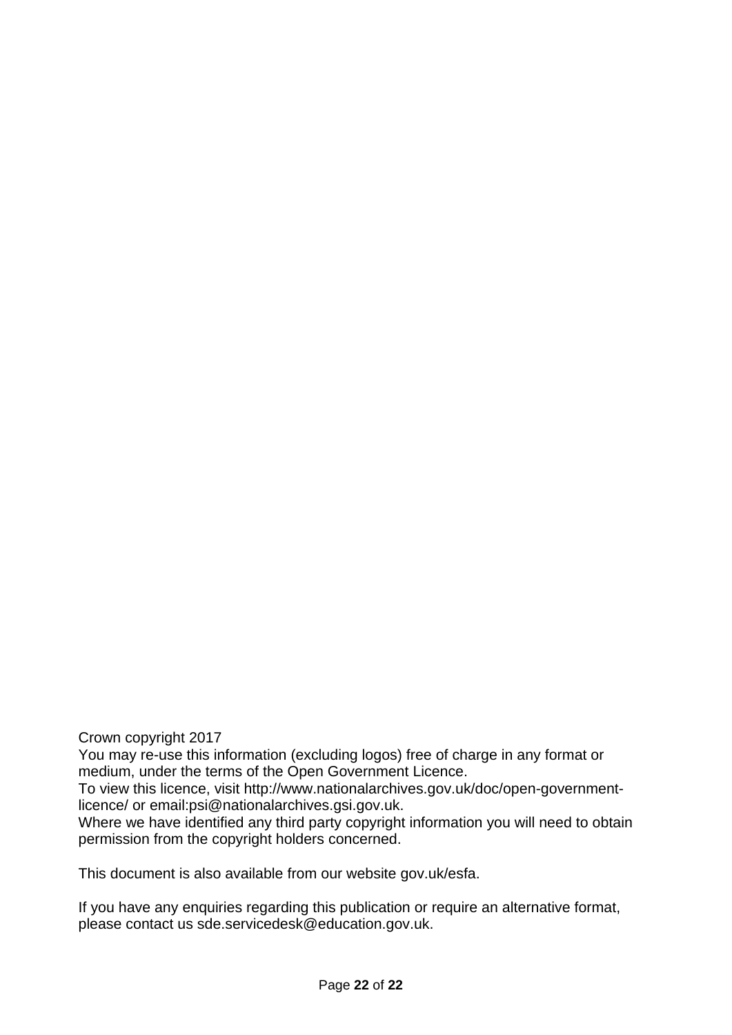Crown copyright 2017

You may re-use this information (excluding logos) free of charge in any format or medium, under the terms of the Open Government Licence.

To view this licence, visit http://www.nationalarchives.gov.uk/doc/open-government-licence/ or email:psi@nationalarchives.gsi.gov.uk.

Where we have identified any third party copyright information you will need to obtain permission from the copyright holders concerned.

This document is also available from our website gov.uk/esfa.

If you have any enquiries regarding this publication or require an alternative format, please contact us sde.servicedesk@education.gov.uk.